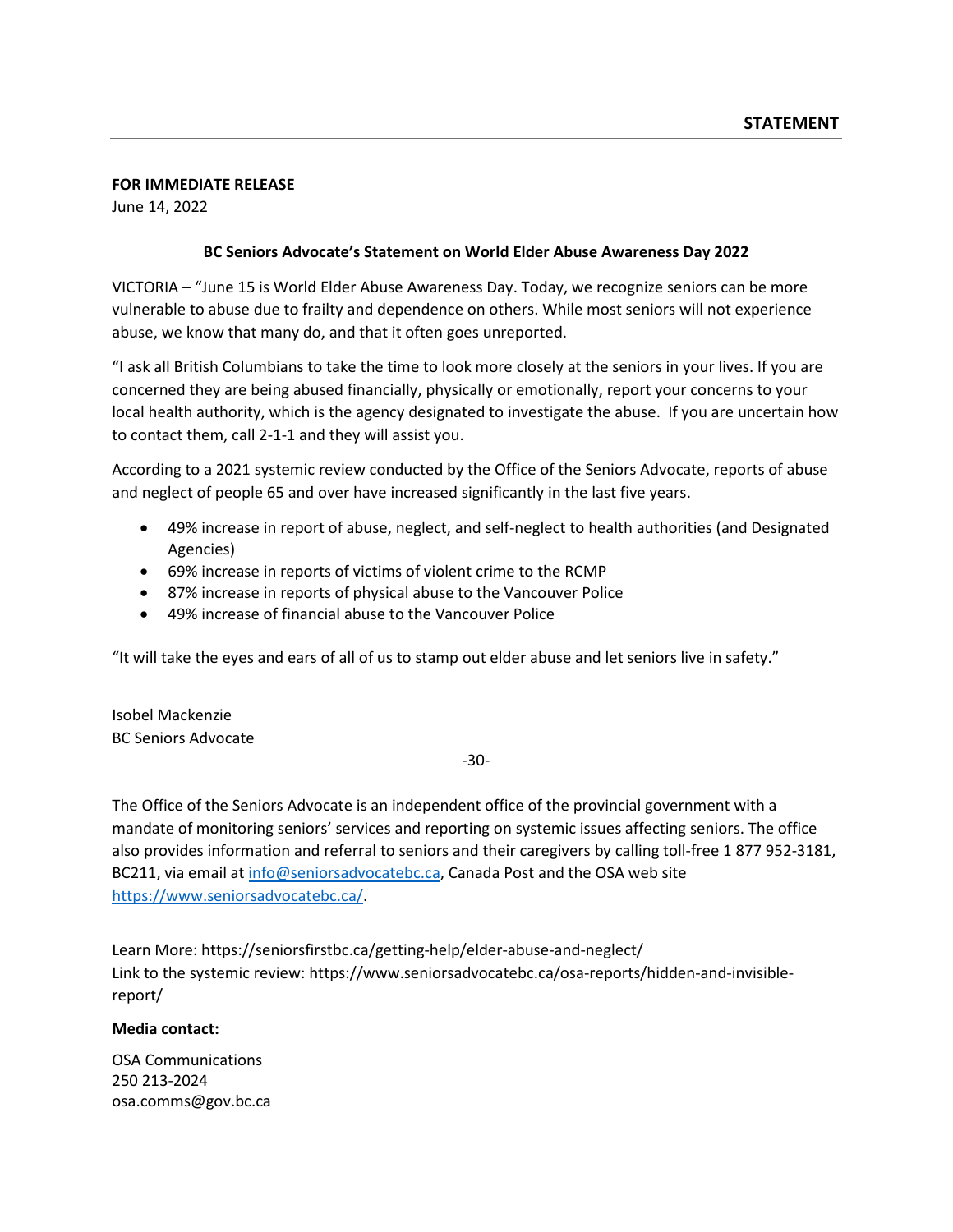**STATEMENT**

---

**FOR IMMEDIATE RELEASE**
June 14, 2022

**BC Seniors Advocate's Statement on World Elder Abuse Awareness Day 2022**

VICTORIA – "June 15 is World Elder Abuse Awareness Day. Today, we recognize seniors can be more vulnerable to abuse due to frailty and dependence on others. While most seniors will not experience abuse, we know that many do, and that it often goes unreported.

"I ask all British Columbians to take the time to look more closely at the seniors in your lives. If you are concerned they are being abused financially, physically or emotionally, report your concerns to your local health authority, which is the agency designated to investigate the abuse. If you are uncertain how to contact them, call 2-1-1 and they will assist you.

According to a 2021 systemic review conducted by the Office of the Seniors Advocate, reports of abuse and neglect of people 65 and over have increased significantly in the last five years.

- 49% increase in report of abuse, neglect, and self-neglect to health authorities (and Designated Agencies)
- 69% increase in reports of victims of violent crime to the RCMP
- 87% increase in reports of physical abuse to the Vancouver Police
- 49% increase of financial abuse to the Vancouver Police

"It will take the eyes and ears of all of us to stamp out elder abuse and let seniors live in safety."

Isobel Mackenzie
BC Seniors Advocate

-30-

The Office of the Seniors Advocate is an independent office of the provincial government with a mandate of monitoring seniors' services and reporting on systemic issues affecting seniors. The office also provides information and referral to seniors and their caregivers by calling toll-free 1 877 952-3181, BC211, via email at info@seniorsadvocatebc.ca, Canada Post and the OSA web site https://www.seniorsadvocatebc.ca/.

Learn More: https://seniorsfirstbc.ca/getting-help/elder-abuse-and-neglect/
Link to the systemic review: https://www.seniorsadvocatebc.ca/osa-reports/hidden-and-invisible-report/

**Media contact:**

OSA Communications
250 213-2024
osa.comms@gov.bc.ca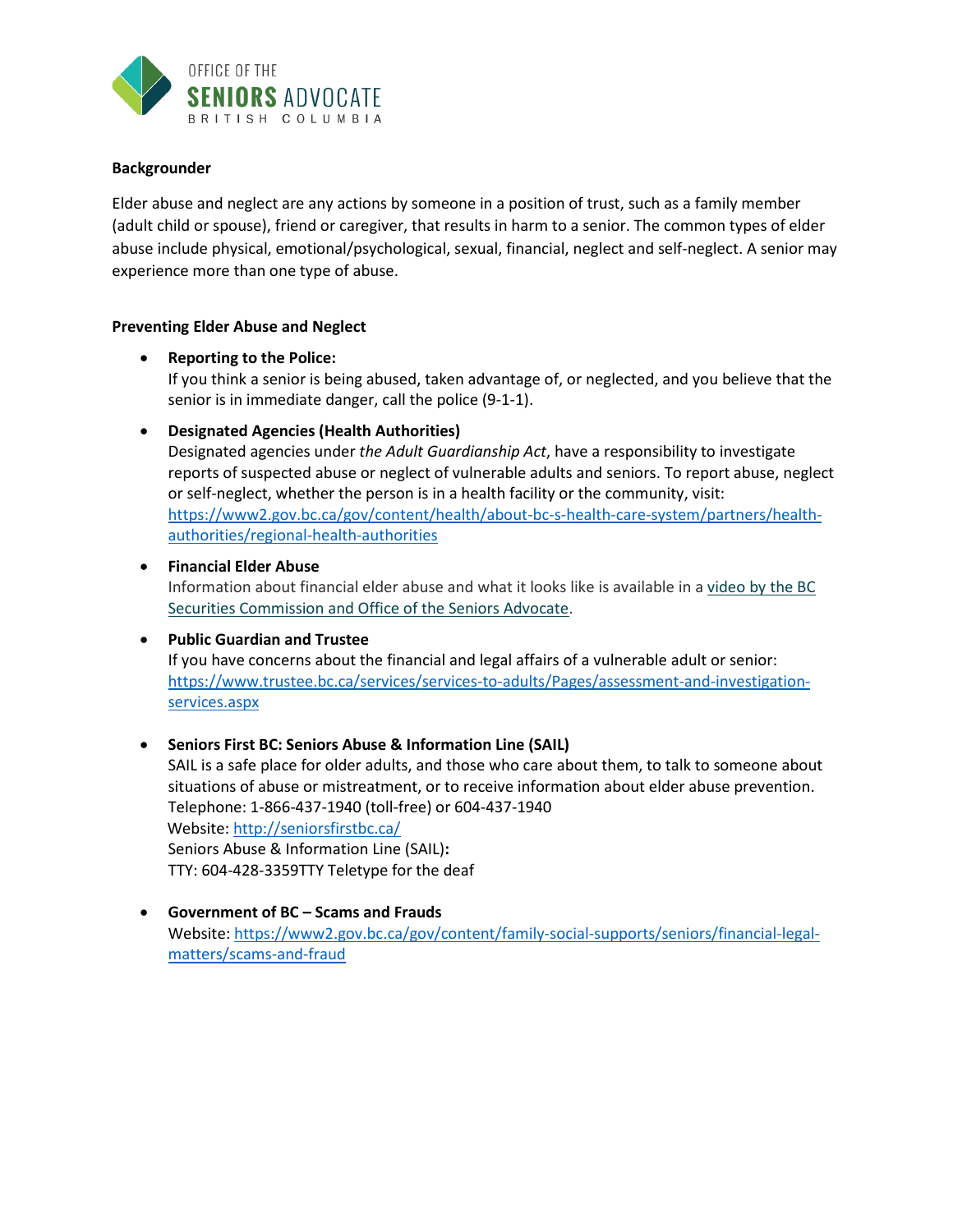**Backgrounder**

Elder abuse and neglect are any actions by someone in a position of trust, such as a family member (adult child or spouse), friend or caregiver, that results in harm to a senior. The common types of elder abuse include physical, emotional/psychological, sexual, financial, neglect and self-neglect. A senior may experience more than one type of abuse.

**Preventing Elder Abuse and Neglect**

- **Reporting to the Police:**
  If you think a senior is being abused, taken advantage of, or neglected, and you believe that the senior is in immediate danger, call the police (9-1-1).

- **Designated Agencies (Health Authorities)**
  Designated agencies under *the Adult Guardianship Act*, have a responsibility to investigate reports of suspected abuse or neglect of vulnerable adults and seniors. To report abuse, neglect or self-neglect, whether the person is in a health facility or the community, visit: https://www2.gov.bc.ca/gov/content/health/about-bc-s-health-care-system/partners/health-authorities/regional-health-authorities

- **Financial Elder Abuse**
  Information about financial elder abuse and what it looks like is available in a video by the BC Securities Commission and Office of the Seniors Advocate.

- **Public Guardian and Trustee**
  If you have concerns about the financial and legal affairs of a vulnerable adult or senior: https://www.trustee.bc.ca/services/services-to-adults/Pages/assessment-and-investigation-services.aspx

- **Seniors First BC: Seniors Abuse & Information Line (SAIL)**
  SAIL is a safe place for older adults, and those who care about them, to talk to someone about situations of abuse or mistreatment, or to receive information about elder abuse prevention.
  Telephone: 1-866-437-1940 (toll-free) or 604-437-1940
  Website: http://seniorsfirstbc.ca/
  Seniors Abuse & Information Line (SAIL)**:**
  TTY: 604-428-3359TTY Teletype for the deaf

- **Government of BC – Scams and Frauds**
  Website: https://www2.gov.bc.ca/gov/content/family-social-supports/seniors/financial-legal-matters/scams-and-fraud